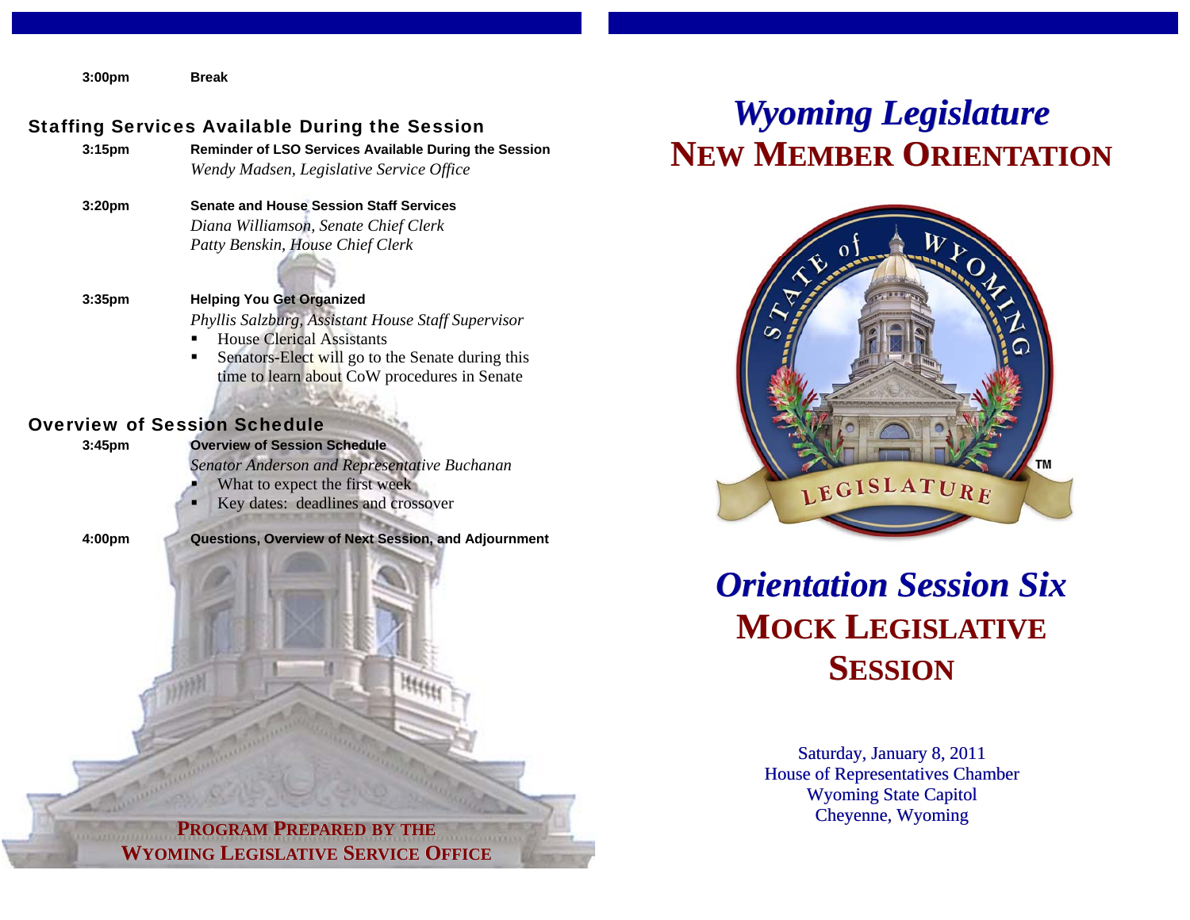| | |
|---|---|
| **3:00pm** | **Break** |

## Staffing Services Available During the Session

**3:15pm** — **Reminder of LSO Services Available During the Session**
*Wendy Madsen, Legislative Service Office*

**3:20pm** — **Senate and House Session Staff Services**
*Diana Williamson, Senate Chief Clerk*
*Patty Benskin, House Chief Clerk*

**3:35pm** — **Helping You Get Organized**
*Phyllis Salzburg, Assistant House Staff Supervisor*

- House Clerical Assistants
- Senators-Elect will go to the Senate during this time to learn about CoW procedures in Senate

## Overview of Session Schedule

**3:45pm** — **Overview of Session Schedule**
*Senator Anderson and Representative Buchanan*

- What to expect the first week
- Key dates: deadlines and crossover

**4:00pm** — **Questions, Overview of Next Session, and Adjournment**

**PROGRAM PREPARED BY THE WYOMING LEGISLATIVE SERVICE OFFICE**

# *Wyoming Legislature*
# NEW MEMBER ORIENTATION

STATE of WYOMING LEGISLATURE ™

## *Orientation Session Six*
## MOCK LEGISLATIVE SESSION

Saturday, January 8, 2011
House of Representatives Chamber
Wyoming State Capitol
Cheyenne, Wyoming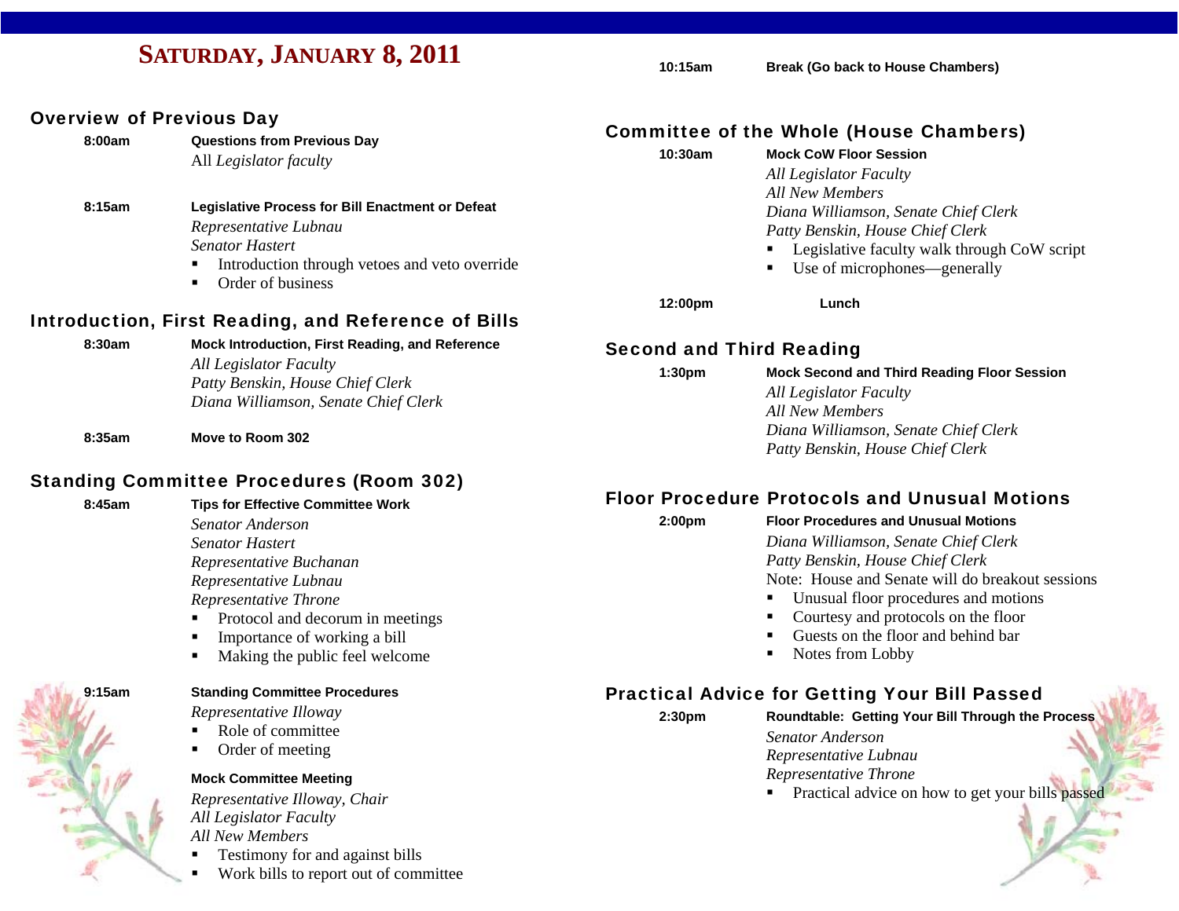# SATURDAY, JANUARY 8, 2011

## Overview of Previous Day

**8:00am** **Questions from Previous Day**
All *Legislator faculty*

**8:15am** **Legislative Process for Bill Enactment or Defeat**
*Representative Lubnau*
*Senator Hastert*
- Introduction through vetoes and veto override
- Order of business

## Introduction, First Reading, and Reference of Bills

**8:30am** **Mock Introduction, First Reading, and Reference**
*All Legislator Faculty*
*Patty Benskin, House Chief Clerk*
*Diana Williamson, Senate Chief Clerk*

**8:35am** **Move to Room 302**

## Standing Committee Procedures (Room 302)

**8:45am** **Tips for Effective Committee Work**
*Senator Anderson*
*Senator Hastert*
*Representative Buchanan*
*Representative Lubnau*
*Representative Throne*
- Protocol and decorum in meetings
- Importance of working a bill
- Making the public feel welcome

**9:15am** **Standing Committee Procedures**
*Representative Illoway*
- Role of committee
- Order of meeting

**Mock Committee Meeting**
*Representative Illoway, Chair*
*All Legislator Faculty*
*All New Members*
- Testimony for and against bills
- Work bills to report out of committee

**10:15am** **Break (Go back to House Chambers)**

## Committee of the Whole (House Chambers)

**10:30am** **Mock CoW Floor Session**
*All Legislator Faculty*
*All New Members*
*Diana Williamson, Senate Chief Clerk*
*Patty Benskin, House Chief Clerk*
- Legislative faculty walk through CoW script
- Use of microphones—generally

**12:00pm** **Lunch**

## Second and Third Reading

**1:30pm** **Mock Second and Third Reading Floor Session**
*All Legislator Faculty*
*All New Members*
*Diana Williamson, Senate Chief Clerk*
*Patty Benskin, House Chief Clerk*

## Floor Procedure Protocols and Unusual Motions

**2:00pm** **Floor Procedures and Unusual Motions**
*Diana Williamson, Senate Chief Clerk*
*Patty Benskin, House Chief Clerk*
Note: House and Senate will do breakout sessions
- Unusual floor procedures and motions
- Courtesy and protocols on the floor
- Guests on the floor and behind bar
- Notes from Lobby

## Practical Advice for Getting Your Bill Passed

**2:30pm** **Roundtable: Getting Your Bill Through the Process**
*Senator Anderson*
*Representative Lubnau*
*Representative Throne*
- Practical advice on how to get your bills passed